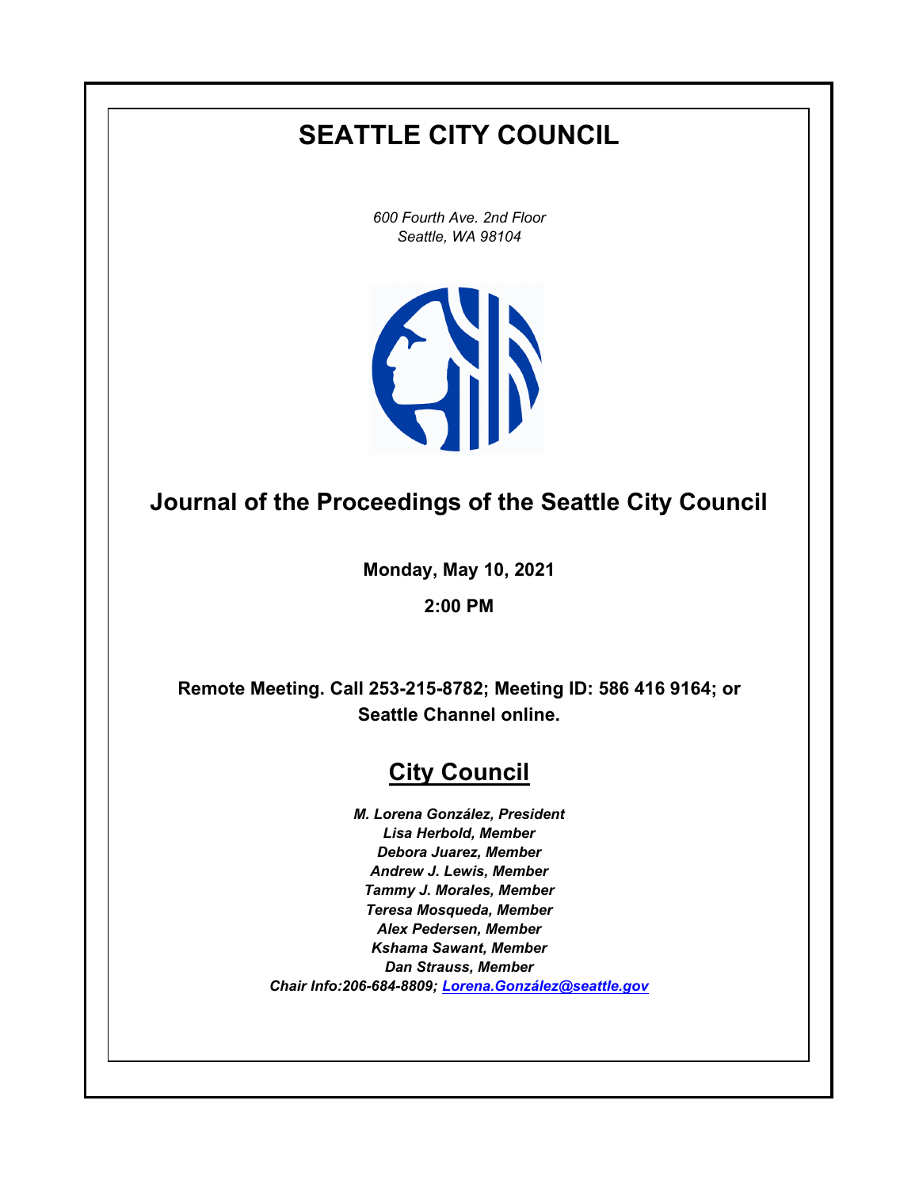# SEATTLE CITY COUNCIL

*600 Fourth Ave. 2nd Floor*
*Seattle, WA 98104*

## Journal of the Proceedings of the Seattle City Council

**Monday, May 10, 2021**

**2:00 PM**

**Remote Meeting. Call 253-215-8782; Meeting ID: 586 416 9164; or Seattle Channel online.**

## City Council

***M. Lorena González, President***
***Lisa Herbold, Member***
***Debora Juarez, Member***
***Andrew J. Lewis, Member***
***Tammy J. Morales, Member***
***Teresa Mosqueda, Member***
***Alex Pedersen, Member***
***Kshama Sawant, Member***
***Dan Strauss, Member***
***Chair Info:206-684-8809; Lorena.González@seattle.gov***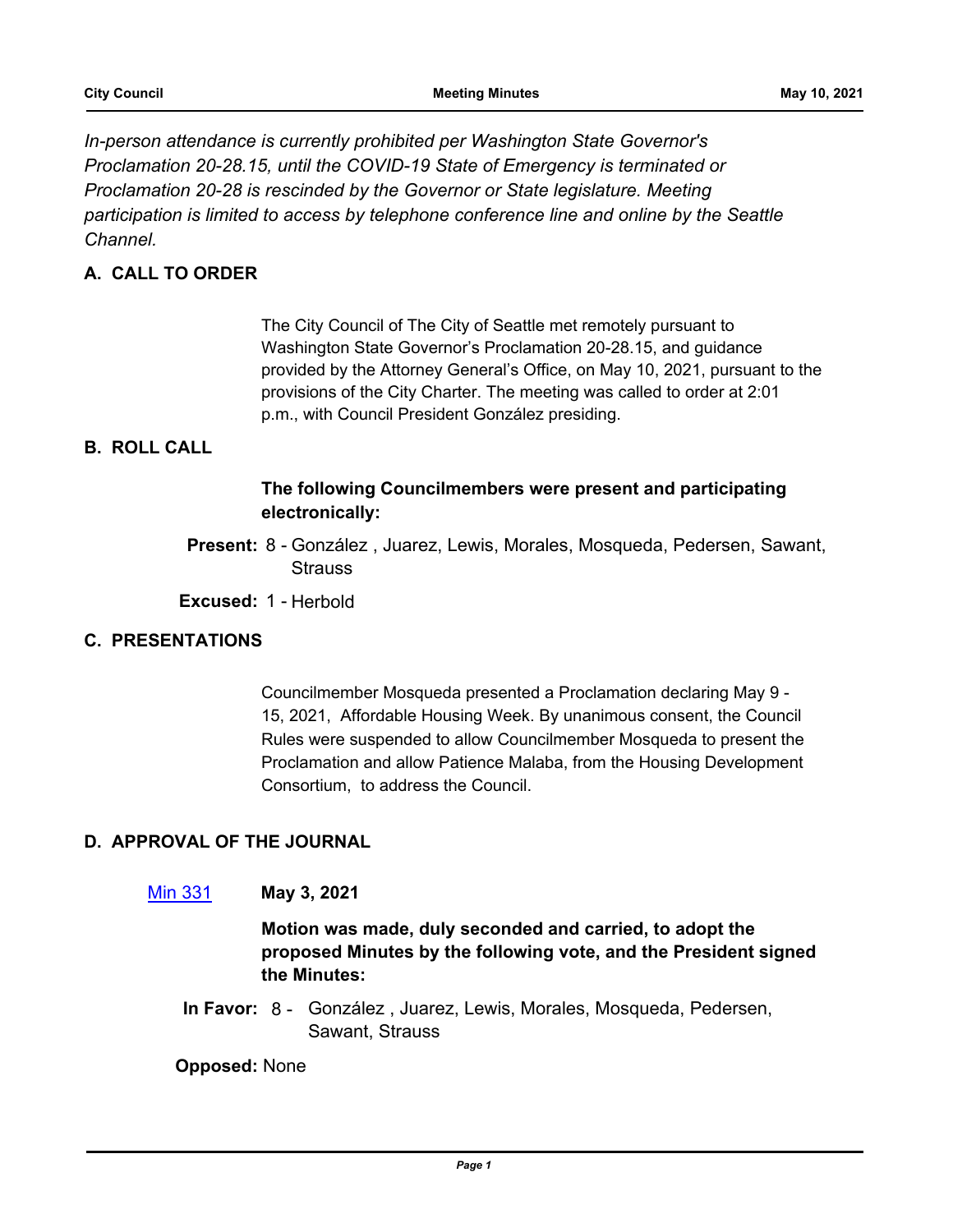*In-person attendance is currently prohibited per Washington State Governor's Proclamation 20-28.15, until the COVID-19 State of Emergency is terminated or Proclamation 20-28 is rescinded by the Governor or State legislature. Meeting participation is limited to access by telephone conference line and online by the Seattle Channel.*

## A. CALL TO ORDER

The City Council of The City of Seattle met remotely pursuant to Washington State Governor's Proclamation 20-28.15, and guidance provided by the Attorney General's Office, on May 10, 2021, pursuant to the provisions of the City Charter. The meeting was called to order at 2:01 p.m., with Council President González presiding.

## B. ROLL CALL

**The following Councilmembers were present and participating electronically:**

**Present:** 8 - González , Juarez, Lewis, Morales, Mosqueda, Pedersen, Sawant, Strauss

**Excused:** 1 - Herbold

## C. PRESENTATIONS

Councilmember Mosqueda presented a Proclamation declaring May 9 - 15, 2021, Affordable Housing Week. By unanimous consent, the Council Rules were suspended to allow Councilmember Mosqueda to present the Proclamation and allow Patience Malaba, from the Housing Development Consortium, to address the Council.

## D. APPROVAL OF THE JOURNAL

Min 331 **May 3, 2021**

**Motion was made, duly seconded and carried, to adopt the proposed Minutes by the following vote, and the President signed the Minutes:**

**In Favor:** 8 - González , Juarez, Lewis, Morales, Mosqueda, Pedersen, Sawant, Strauss

**Opposed:** None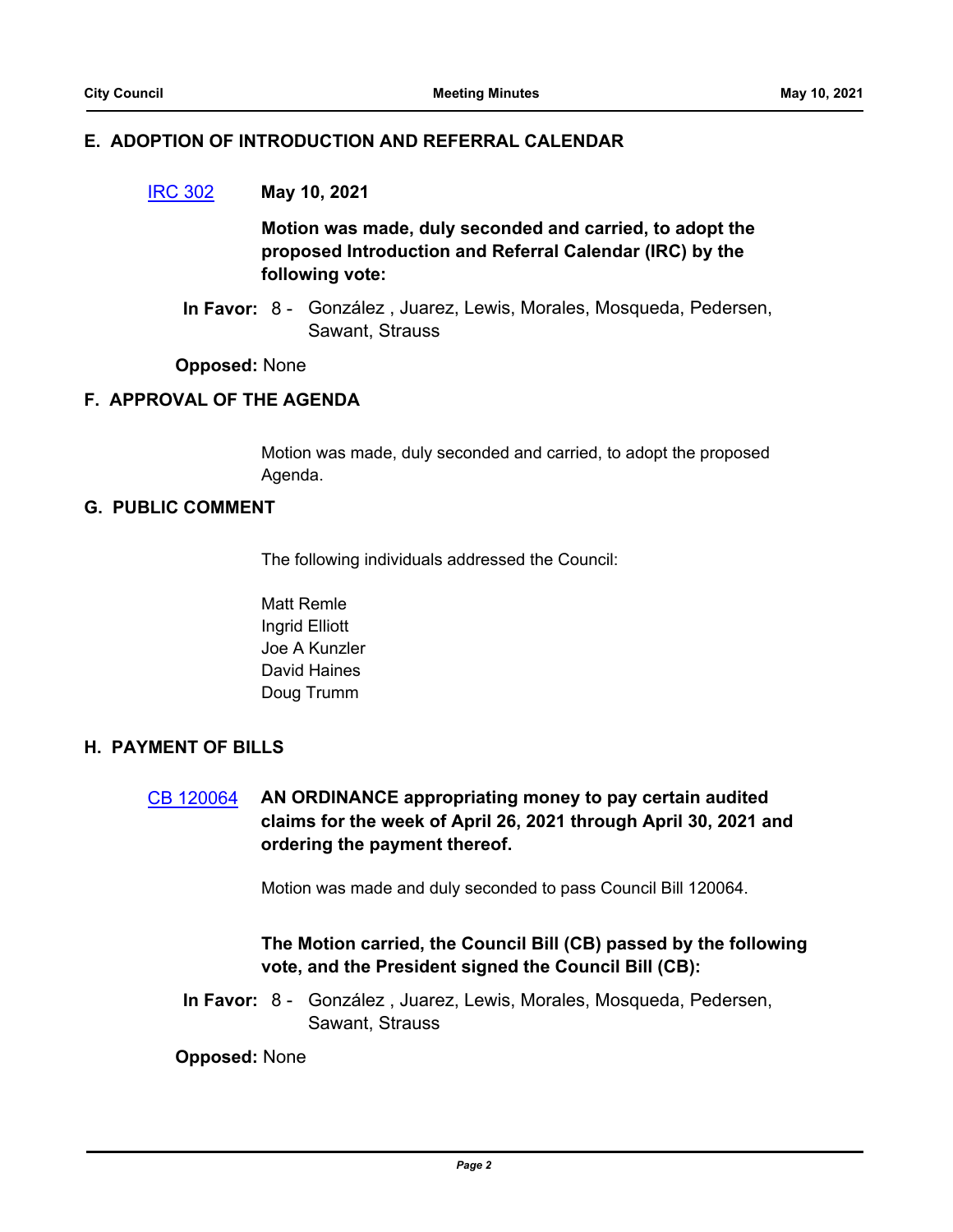## E. ADOPTION OF INTRODUCTION AND REFERRAL CALENDAR

[IRC 302] **May 10, 2021**

**Motion was made, duly seconded and carried, to adopt the proposed Introduction and Referral Calendar (IRC) by the following vote:**

**In Favor:** 8 - González , Juarez, Lewis, Morales, Mosqueda, Pedersen, Sawant, Strauss

**Opposed:** None

## F. APPROVAL OF THE AGENDA

Motion was made, duly seconded and carried, to adopt the proposed Agenda.

## G. PUBLIC COMMENT

The following individuals addressed the Council:

Matt Remle
Ingrid Elliott
Joe A Kunzler
David Haines
Doug Trumm

## H. PAYMENT OF BILLS

[CB 120064] **AN ORDINANCE appropriating money to pay certain audited claims for the week of April 26, 2021 through April 30, 2021 and ordering the payment thereof.**

Motion was made and duly seconded to pass Council Bill 120064.

**The Motion carried, the Council Bill (CB) passed by the following vote, and the President signed the Council Bill (CB):**

**In Favor:** 8 - González , Juarez, Lewis, Morales, Mosqueda, Pedersen, Sawant, Strauss

**Opposed:** None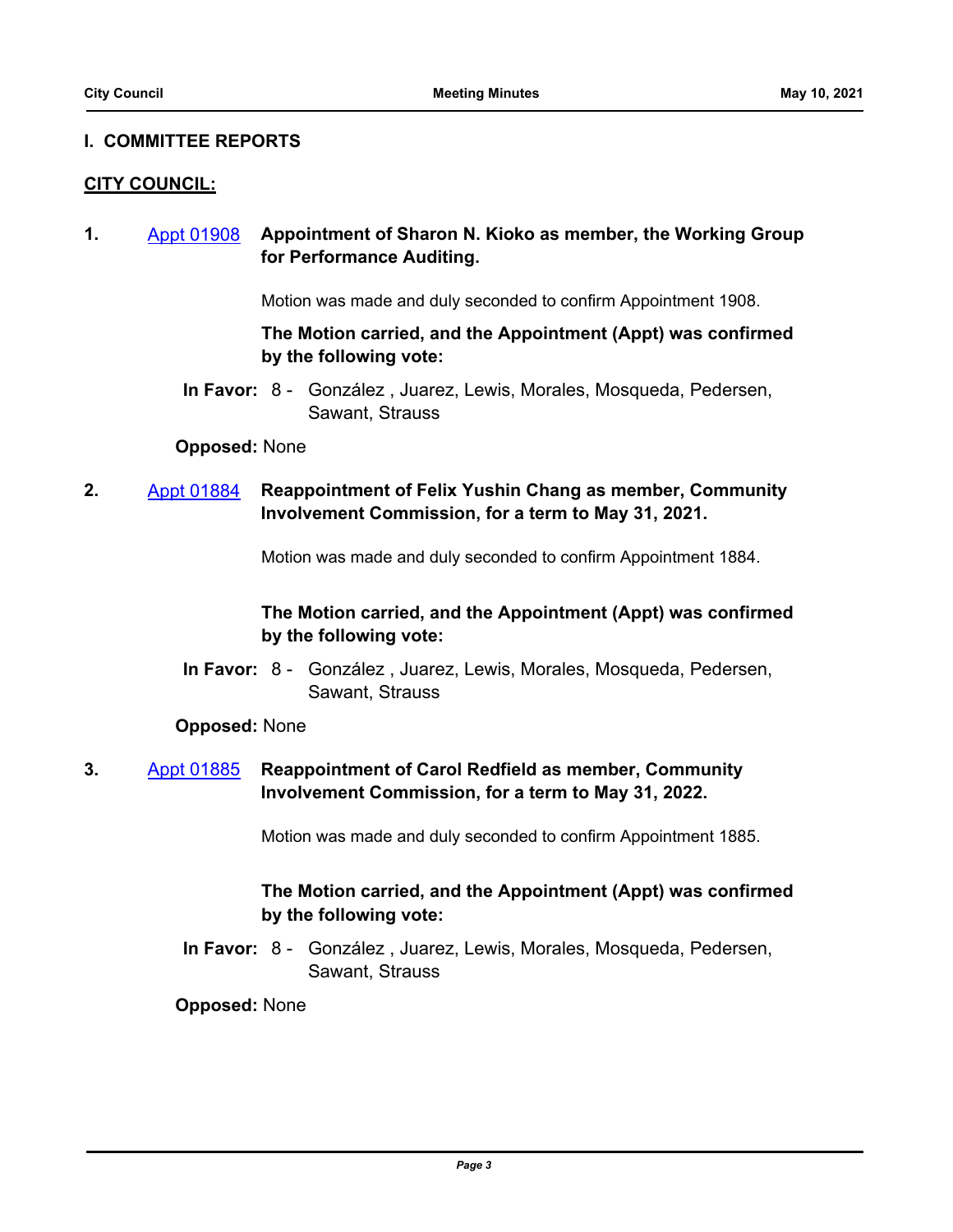## I. COMMITTEE REPORTS

**CITY COUNCIL:**

**1.** Appt 01908 **Appointment of Sharon N. Kioko as member, the Working Group for Performance Auditing.**

Motion was made and duly seconded to confirm Appointment 1908.

**The Motion carried, and the Appointment (Appt) was confirmed by the following vote:**

**In Favor:** 8 - González , Juarez, Lewis, Morales, Mosqueda, Pedersen, Sawant, Strauss

**Opposed:** None

**2.** Appt 01884 **Reappointment of Felix Yushin Chang as member, Community Involvement Commission, for a term to May 31, 2021.**

Motion was made and duly seconded to confirm Appointment 1884.

**The Motion carried, and the Appointment (Appt) was confirmed by the following vote:**

**In Favor:** 8 - González , Juarez, Lewis, Morales, Mosqueda, Pedersen, Sawant, Strauss

**Opposed:** None

**3.** Appt 01885 **Reappointment of Carol Redfield as member, Community Involvement Commission, for a term to May 31, 2022.**

Motion was made and duly seconded to confirm Appointment 1885.

**The Motion carried, and the Appointment (Appt) was confirmed by the following vote:**

**In Favor:** 8 - González , Juarez, Lewis, Morales, Mosqueda, Pedersen, Sawant, Strauss

**Opposed:** None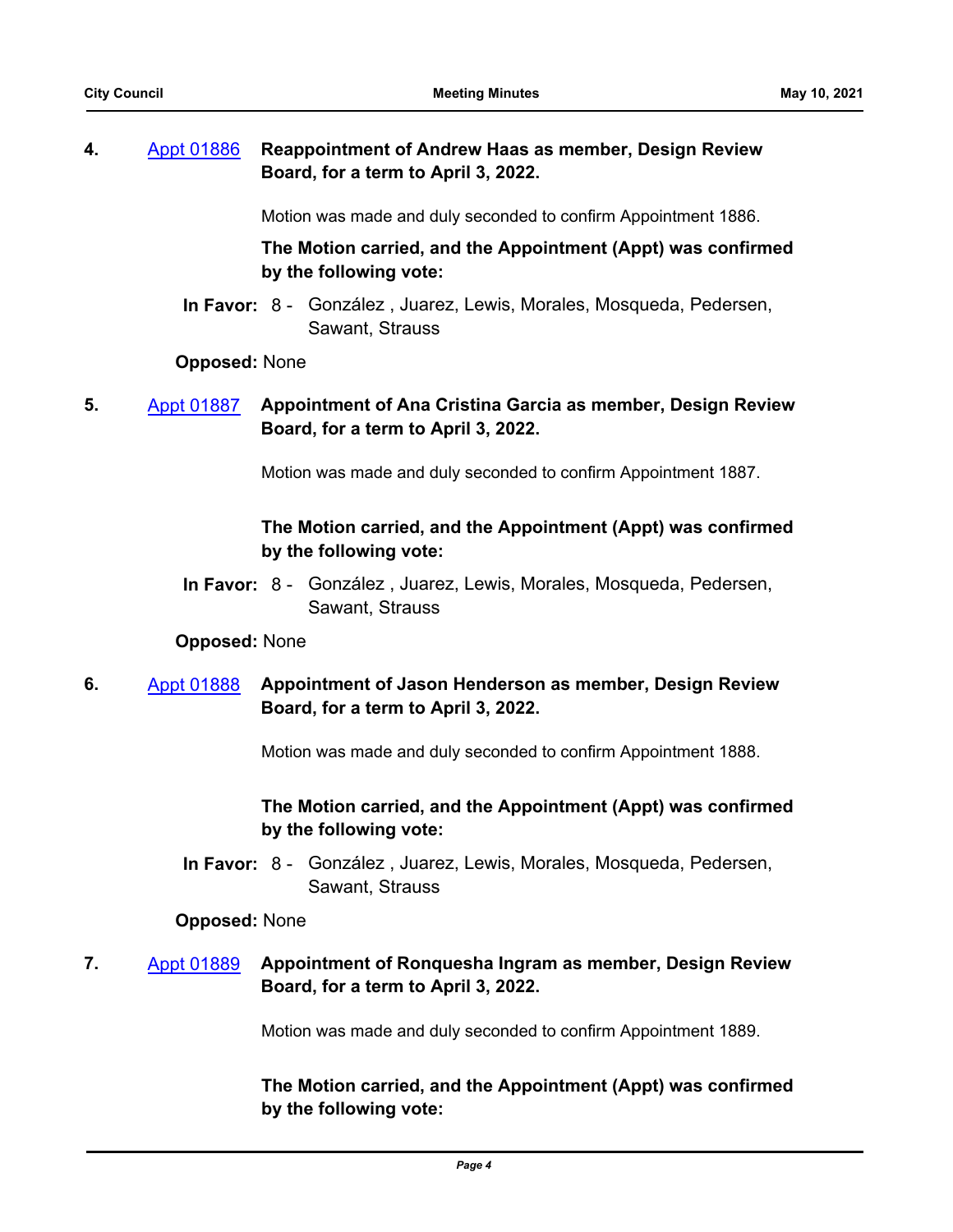**4.** [Appt 01886] **Reappointment of Andrew Haas as member, Design Review Board, for a term to April 3, 2022.**

Motion was made and duly seconded to confirm Appointment 1886.

**The Motion carried, and the Appointment (Appt) was confirmed by the following vote:**

**In Favor:** 8 - González , Juarez, Lewis, Morales, Mosqueda, Pedersen, Sawant, Strauss

**Opposed:** None

**5.** [Appt 01887] **Appointment of Ana Cristina Garcia as member, Design Review Board, for a term to April 3, 2022.**

Motion was made and duly seconded to confirm Appointment 1887.

**The Motion carried, and the Appointment (Appt) was confirmed by the following vote:**

**In Favor:** 8 - González , Juarez, Lewis, Morales, Mosqueda, Pedersen, Sawant, Strauss

**Opposed:** None

**6.** [Appt 01888] **Appointment of Jason Henderson as member, Design Review Board, for a term to April 3, 2022.**

Motion was made and duly seconded to confirm Appointment 1888.

**The Motion carried, and the Appointment (Appt) was confirmed by the following vote:**

**In Favor:** 8 - González , Juarez, Lewis, Morales, Mosqueda, Pedersen, Sawant, Strauss

**Opposed:** None

**7.** [Appt 01889] **Appointment of Ronquesha Ingram as member, Design Review Board, for a term to April 3, 2022.**

Motion was made and duly seconded to confirm Appointment 1889.

**The Motion carried, and the Appointment (Appt) was confirmed by the following vote:**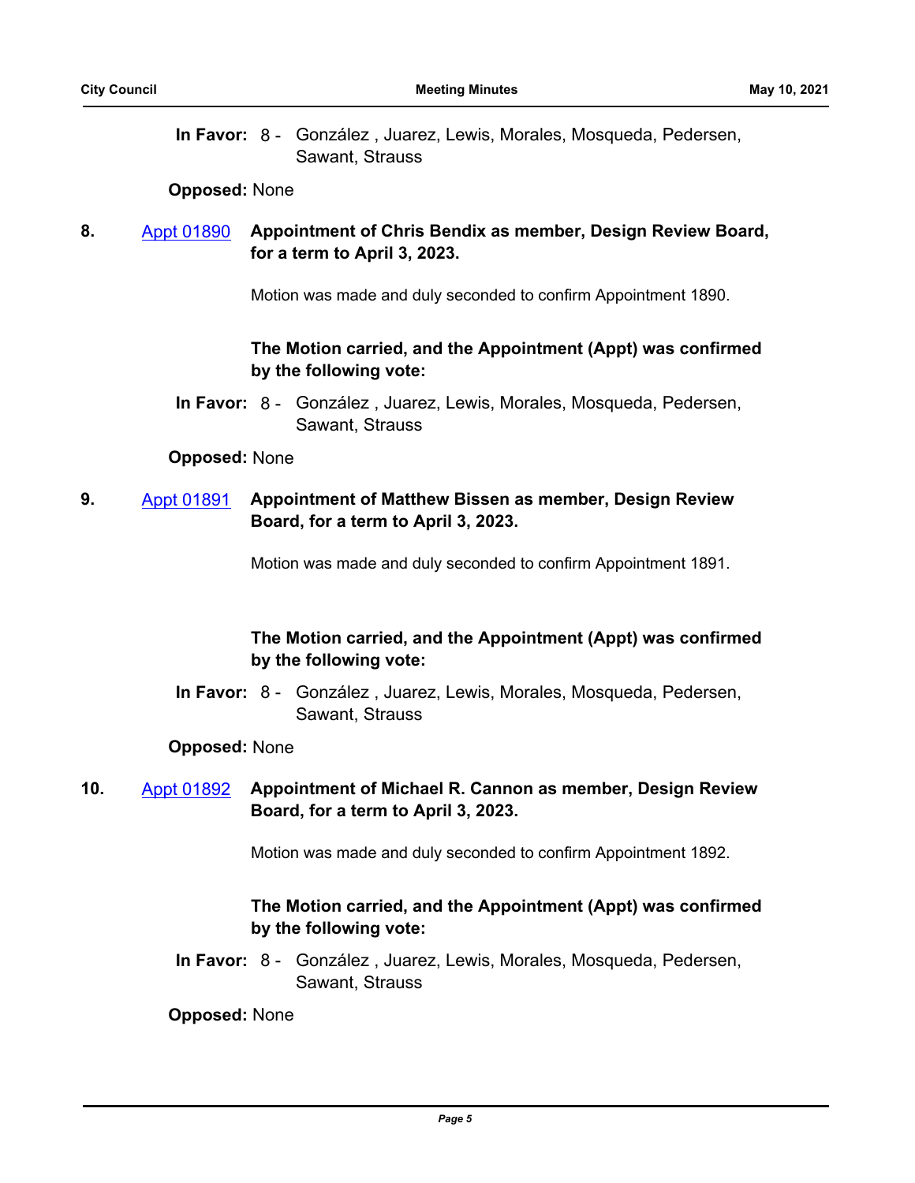**In Favor:** 8 - González , Juarez, Lewis, Morales, Mosqueda, Pedersen, Sawant, Strauss

**Opposed:** None

**8.** Appt 01890 **Appointment of Chris Bendix as member, Design Review Board, for a term to April 3, 2023.**

Motion was made and duly seconded to confirm Appointment 1890.

**The Motion carried, and the Appointment (Appt) was confirmed by the following vote:**

**In Favor:** 8 - González , Juarez, Lewis, Morales, Mosqueda, Pedersen, Sawant, Strauss

**Opposed:** None

**9.** Appt 01891 **Appointment of Matthew Bissen as member, Design Review Board, for a term to April 3, 2023.**

Motion was made and duly seconded to confirm Appointment 1891.

**The Motion carried, and the Appointment (Appt) was confirmed by the following vote:**

**In Favor:** 8 - González , Juarez, Lewis, Morales, Mosqueda, Pedersen, Sawant, Strauss

**Opposed:** None

**10.** Appt 01892 **Appointment of Michael R. Cannon as member, Design Review Board, for a term to April 3, 2023.**

Motion was made and duly seconded to confirm Appointment 1892.

**The Motion carried, and the Appointment (Appt) was confirmed by the following vote:**

**In Favor:** 8 - González , Juarez, Lewis, Morales, Mosqueda, Pedersen, Sawant, Strauss

**Opposed:** None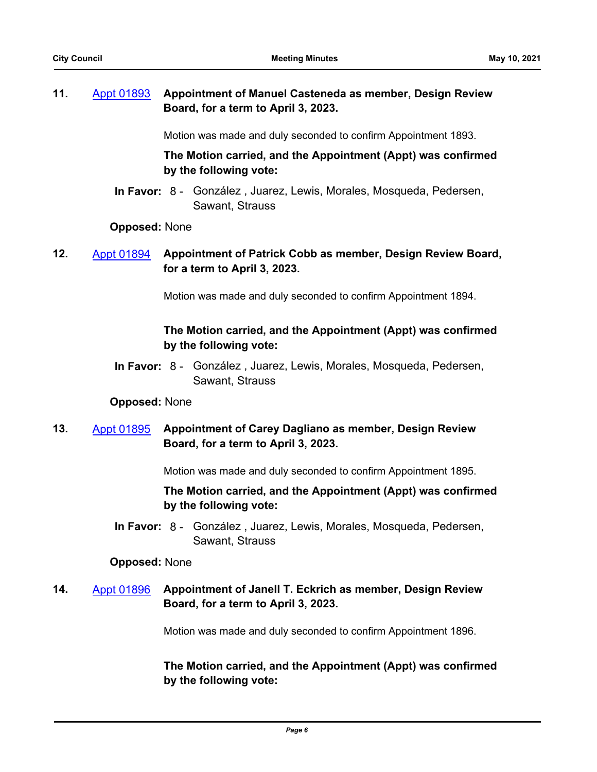**11.** Appt 01893 **Appointment of Manuel Casteneda as member, Design Review Board, for a term to April 3, 2023.**

Motion was made and duly seconded to confirm Appointment 1893.

**The Motion carried, and the Appointment (Appt) was confirmed by the following vote:**

**In Favor:** 8 - González , Juarez, Lewis, Morales, Mosqueda, Pedersen, Sawant, Strauss

**Opposed:** None

**12.** Appt 01894 **Appointment of Patrick Cobb as member, Design Review Board, for a term to April 3, 2023.**

Motion was made and duly seconded to confirm Appointment 1894.

**The Motion carried, and the Appointment (Appt) was confirmed by the following vote:**

**In Favor:** 8 - González , Juarez, Lewis, Morales, Mosqueda, Pedersen, Sawant, Strauss

**Opposed:** None

**13.** Appt 01895 **Appointment of Carey Dagliano as member, Design Review Board, for a term to April 3, 2023.**

Motion was made and duly seconded to confirm Appointment 1895.

**The Motion carried, and the Appointment (Appt) was confirmed by the following vote:**

**In Favor:** 8 - González , Juarez, Lewis, Morales, Mosqueda, Pedersen, Sawant, Strauss

**Opposed:** None

**14.** Appt 01896 **Appointment of Janell T. Eckrich as member, Design Review Board, for a term to April 3, 2023.**

Motion was made and duly seconded to confirm Appointment 1896.

**The Motion carried, and the Appointment (Appt) was confirmed by the following vote:**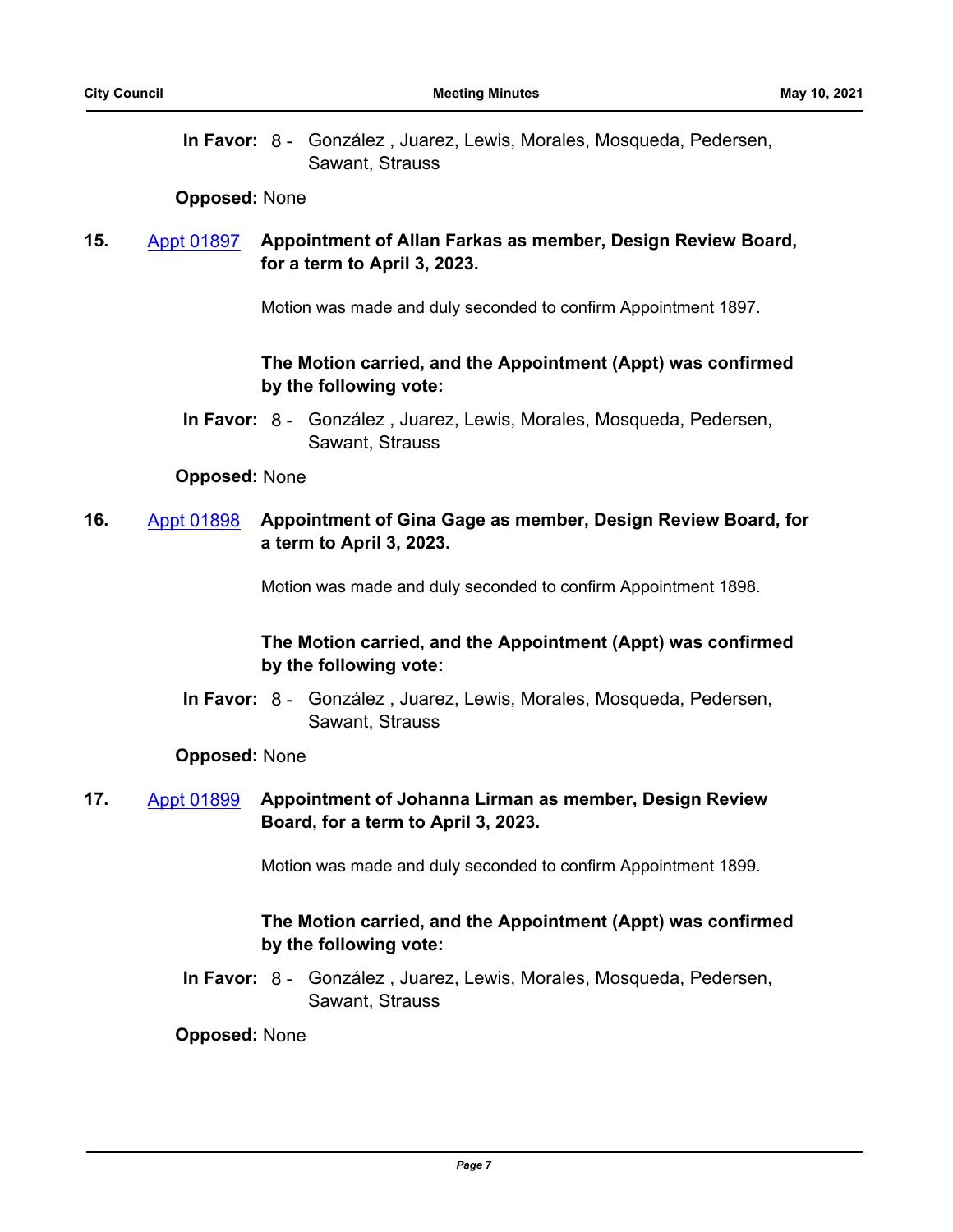**In Favor:** 8 - González , Juarez, Lewis, Morales, Mosqueda, Pedersen, Sawant, Strauss

**Opposed:** None

**15.** [Appt 01897](#) **Appointment of Allan Farkas as member, Design Review Board, for a term to April 3, 2023.**

Motion was made and duly seconded to confirm Appointment 1897.

**The Motion carried, and the Appointment (Appt) was confirmed by the following vote:**

**In Favor:** 8 - González , Juarez, Lewis, Morales, Mosqueda, Pedersen, Sawant, Strauss

**Opposed:** None

**16.** [Appt 01898](#) **Appointment of Gina Gage as member, Design Review Board, for a term to April 3, 2023.**

Motion was made and duly seconded to confirm Appointment 1898.

**The Motion carried, and the Appointment (Appt) was confirmed by the following vote:**

**In Favor:** 8 - González , Juarez, Lewis, Morales, Mosqueda, Pedersen, Sawant, Strauss

**Opposed:** None

**17.** [Appt 01899](#) **Appointment of Johanna Lirman as member, Design Review Board, for a term to April 3, 2023.**

Motion was made and duly seconded to confirm Appointment 1899.

**The Motion carried, and the Appointment (Appt) was confirmed by the following vote:**

**In Favor:** 8 - González , Juarez, Lewis, Morales, Mosqueda, Pedersen, Sawant, Strauss

**Opposed:** None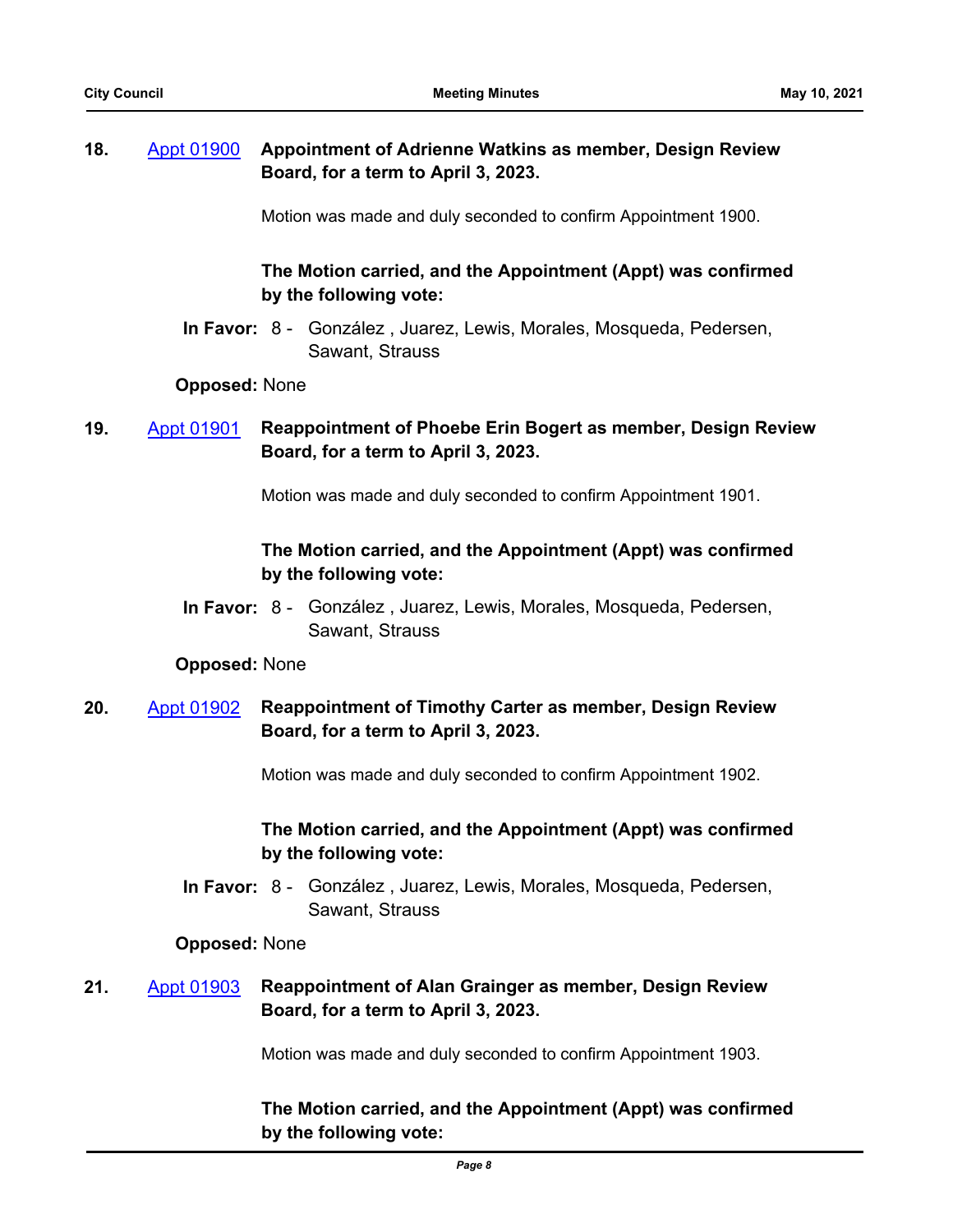**18.** [Appt 01900] **Appointment of Adrienne Watkins as member, Design Review Board, for a term to April 3, 2023.**

Motion was made and duly seconded to confirm Appointment 1900.

**The Motion carried, and the Appointment (Appt) was confirmed by the following vote:**

**In Favor:** 8 - González , Juarez, Lewis, Morales, Mosqueda, Pedersen, Sawant, Strauss

**Opposed:** None

**19.** [Appt 01901] **Reappointment of Phoebe Erin Bogert as member, Design Review Board, for a term to April 3, 2023.**

Motion was made and duly seconded to confirm Appointment 1901.

**The Motion carried, and the Appointment (Appt) was confirmed by the following vote:**

**In Favor:** 8 - González , Juarez, Lewis, Morales, Mosqueda, Pedersen, Sawant, Strauss

**Opposed:** None

**20.** [Appt 01902] **Reappointment of Timothy Carter as member, Design Review Board, for a term to April 3, 2023.**

Motion was made and duly seconded to confirm Appointment 1902.

**The Motion carried, and the Appointment (Appt) was confirmed by the following vote:**

**In Favor:** 8 - González , Juarez, Lewis, Morales, Mosqueda, Pedersen, Sawant, Strauss

**Opposed:** None

**21.** [Appt 01903] **Reappointment of Alan Grainger as member, Design Review Board, for a term to April 3, 2023.**

Motion was made and duly seconded to confirm Appointment 1903.

**The Motion carried, and the Appointment (Appt) was confirmed by the following vote:**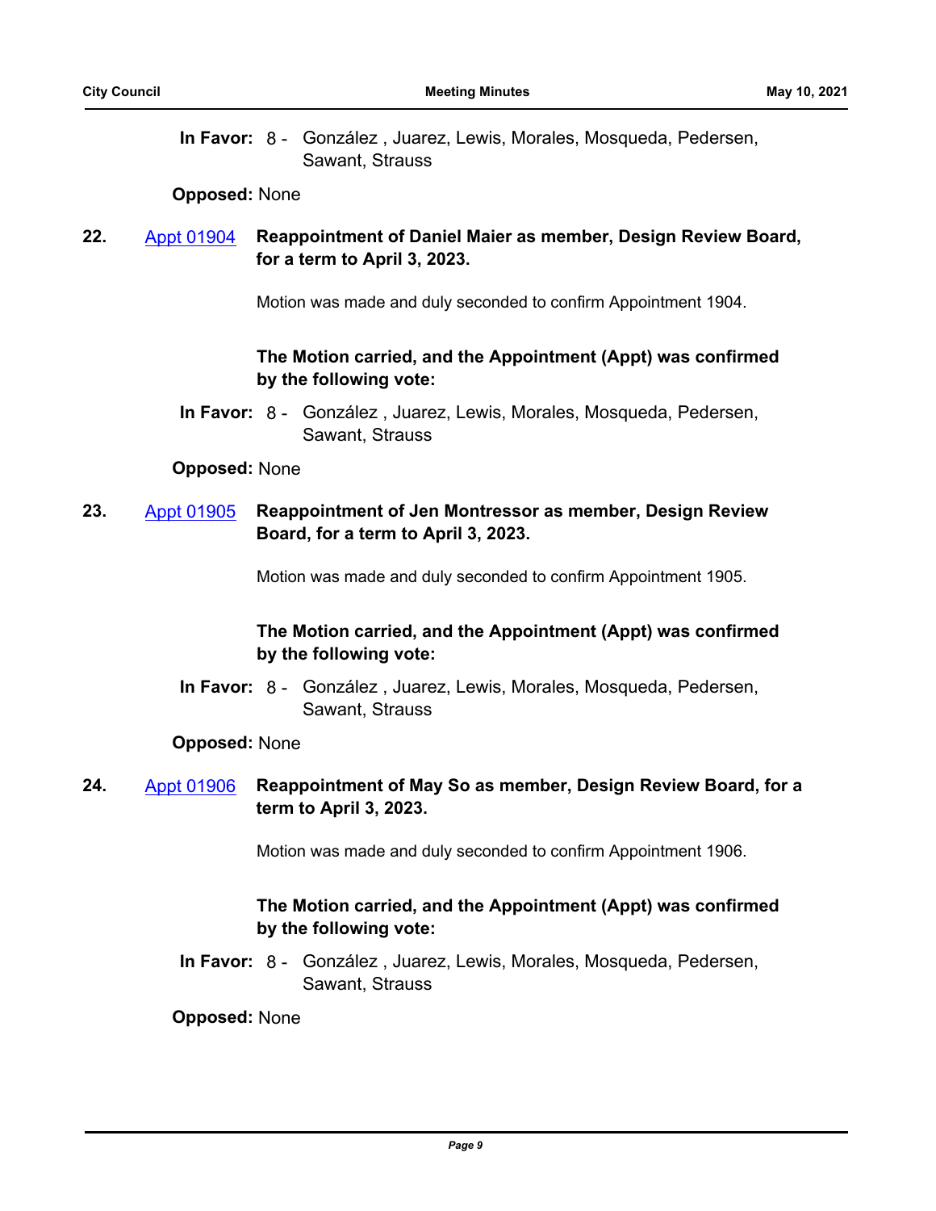**In Favor:** 8 - González , Juarez, Lewis, Morales, Mosqueda, Pedersen, Sawant, Strauss

**Opposed:** None

**22.** Appt 01904 **Reappointment of Daniel Maier as member, Design Review Board, for a term to April 3, 2023.**

Motion was made and duly seconded to confirm Appointment 1904.

**The Motion carried, and the Appointment (Appt) was confirmed by the following vote:**

**In Favor:** 8 - González , Juarez, Lewis, Morales, Mosqueda, Pedersen, Sawant, Strauss

**Opposed:** None

**23.** Appt 01905 **Reappointment of Jen Montressor as member, Design Review Board, for a term to April 3, 2023.**

Motion was made and duly seconded to confirm Appointment 1905.

**The Motion carried, and the Appointment (Appt) was confirmed by the following vote:**

**In Favor:** 8 - González , Juarez, Lewis, Morales, Mosqueda, Pedersen, Sawant, Strauss

**Opposed:** None

**24.** Appt 01906 **Reappointment of May So as member, Design Review Board, for a term to April 3, 2023.**

Motion was made and duly seconded to confirm Appointment 1906.

**The Motion carried, and the Appointment (Appt) was confirmed by the following vote:**

**In Favor:** 8 - González , Juarez, Lewis, Morales, Mosqueda, Pedersen, Sawant, Strauss

**Opposed:** None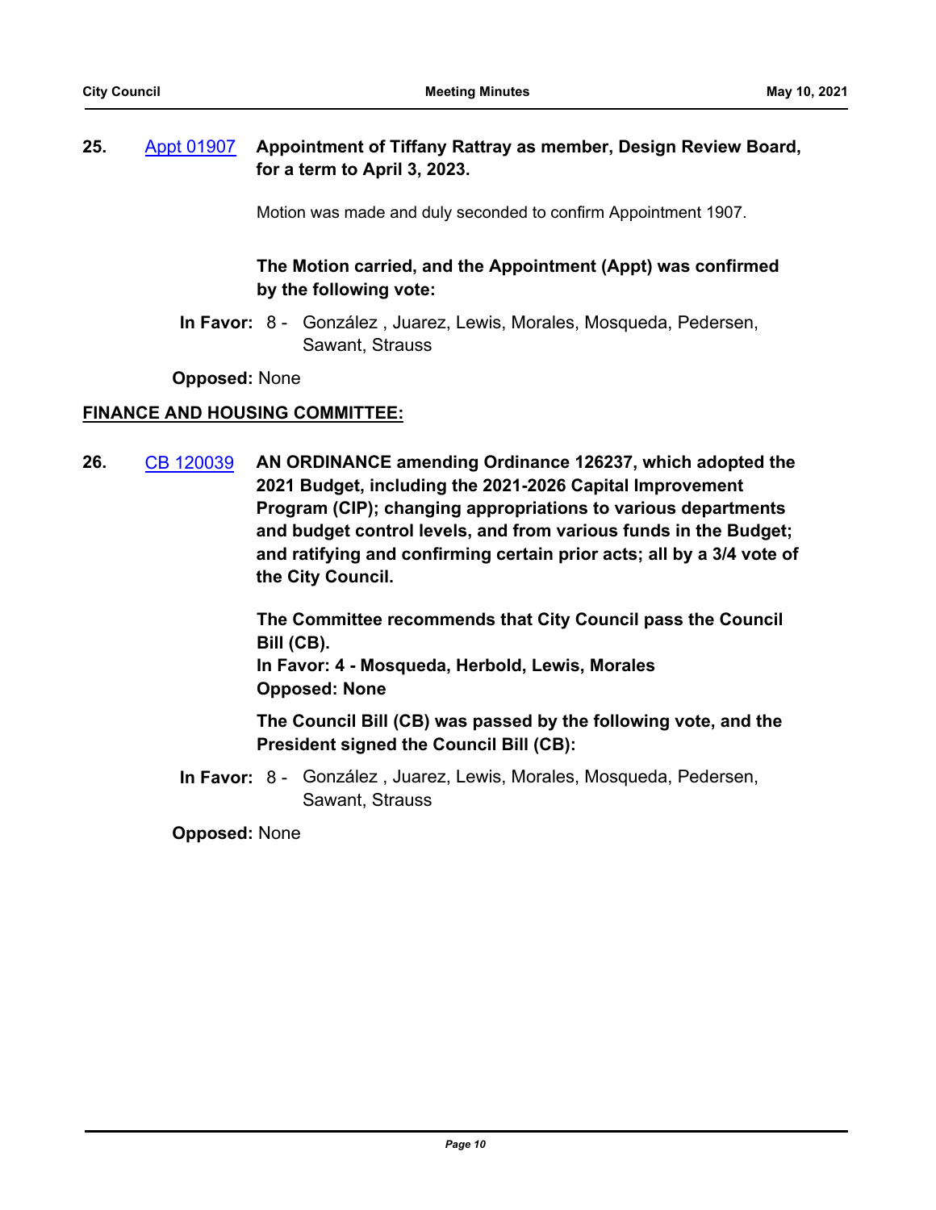**25.** Appt 01907 **Appointment of Tiffany Rattray as member, Design Review Board, for a term to April 3, 2023.**

Motion was made and duly seconded to confirm Appointment 1907.

**The Motion carried, and the Appointment (Appt) was confirmed by the following vote:**

**In Favor:** 8 - González , Juarez, Lewis, Morales, Mosqueda, Pedersen, Sawant, Strauss

**Opposed:** None

## FINANCE AND HOUSING COMMITTEE:

**26.** CB 120039 **AN ORDINANCE amending Ordinance 126237, which adopted the 2021 Budget, including the 2021-2026 Capital Improvement Program (CIP); changing appropriations to various departments and budget control levels, and from various funds in the Budget; and ratifying and confirming certain prior acts; all by a 3/4 vote of the City Council.**

**The Committee recommends that City Council pass the Council Bill (CB).**
**In Favor: 4 - Mosqueda, Herbold, Lewis, Morales**
**Opposed: None**

**The Council Bill (CB) was passed by the following vote, and the President signed the Council Bill (CB):**

**In Favor:** 8 - González , Juarez, Lewis, Morales, Mosqueda, Pedersen, Sawant, Strauss

**Opposed:** None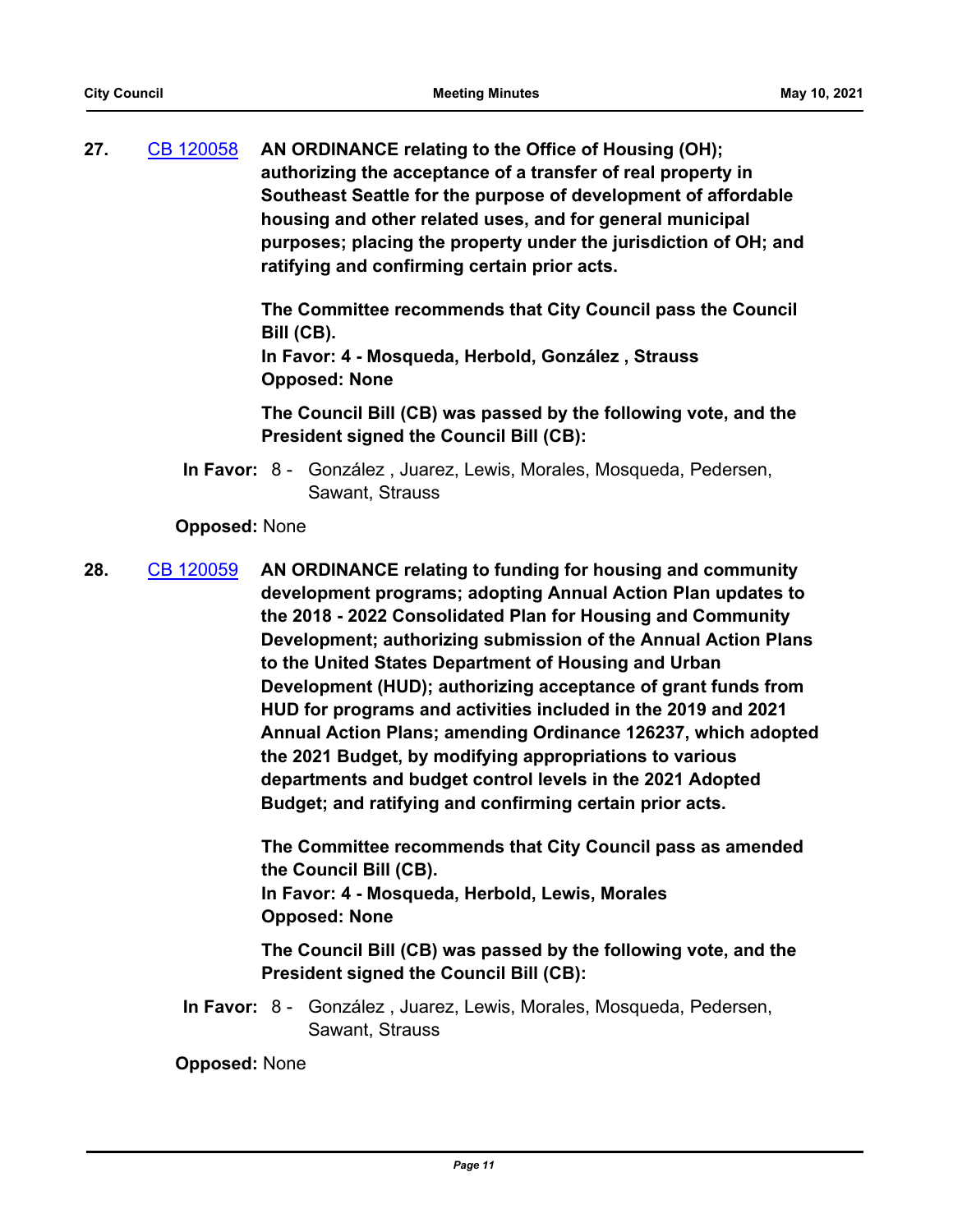**27.** [CB 120058](CB 120058) **AN ORDINANCE relating to the Office of Housing (OH); authorizing the acceptance of a transfer of real property in Southeast Seattle for the purpose of development of affordable housing and other related uses, and for general municipal purposes; placing the property under the jurisdiction of OH; and ratifying and confirming certain prior acts.**

**The Committee recommends that City Council pass the Council Bill (CB).**
**In Favor: 4 - Mosqueda, Herbold, González , Strauss**
**Opposed: None**

**The Council Bill (CB) was passed by the following vote, and the President signed the Council Bill (CB):**

**In Favor:** 8 - González , Juarez, Lewis, Morales, Mosqueda, Pedersen, Sawant, Strauss

**Opposed:** None

**28.** [CB 120059](CB 120059) **AN ORDINANCE relating to funding for housing and community development programs; adopting Annual Action Plan updates to the 2018 - 2022 Consolidated Plan for Housing and Community Development; authorizing submission of the Annual Action Plans to the United States Department of Housing and Urban Development (HUD); authorizing acceptance of grant funds from HUD for programs and activities included in the 2019 and 2021 Annual Action Plans; amending Ordinance 126237, which adopted the 2021 Budget, by modifying appropriations to various departments and budget control levels in the 2021 Adopted Budget; and ratifying and confirming certain prior acts.**

**The Committee recommends that City Council pass as amended the Council Bill (CB).**
**In Favor: 4 - Mosqueda, Herbold, Lewis, Morales**
**Opposed: None**

**The Council Bill (CB) was passed by the following vote, and the President signed the Council Bill (CB):**

**In Favor:** 8 - González , Juarez, Lewis, Morales, Mosqueda, Pedersen, Sawant, Strauss

**Opposed:** None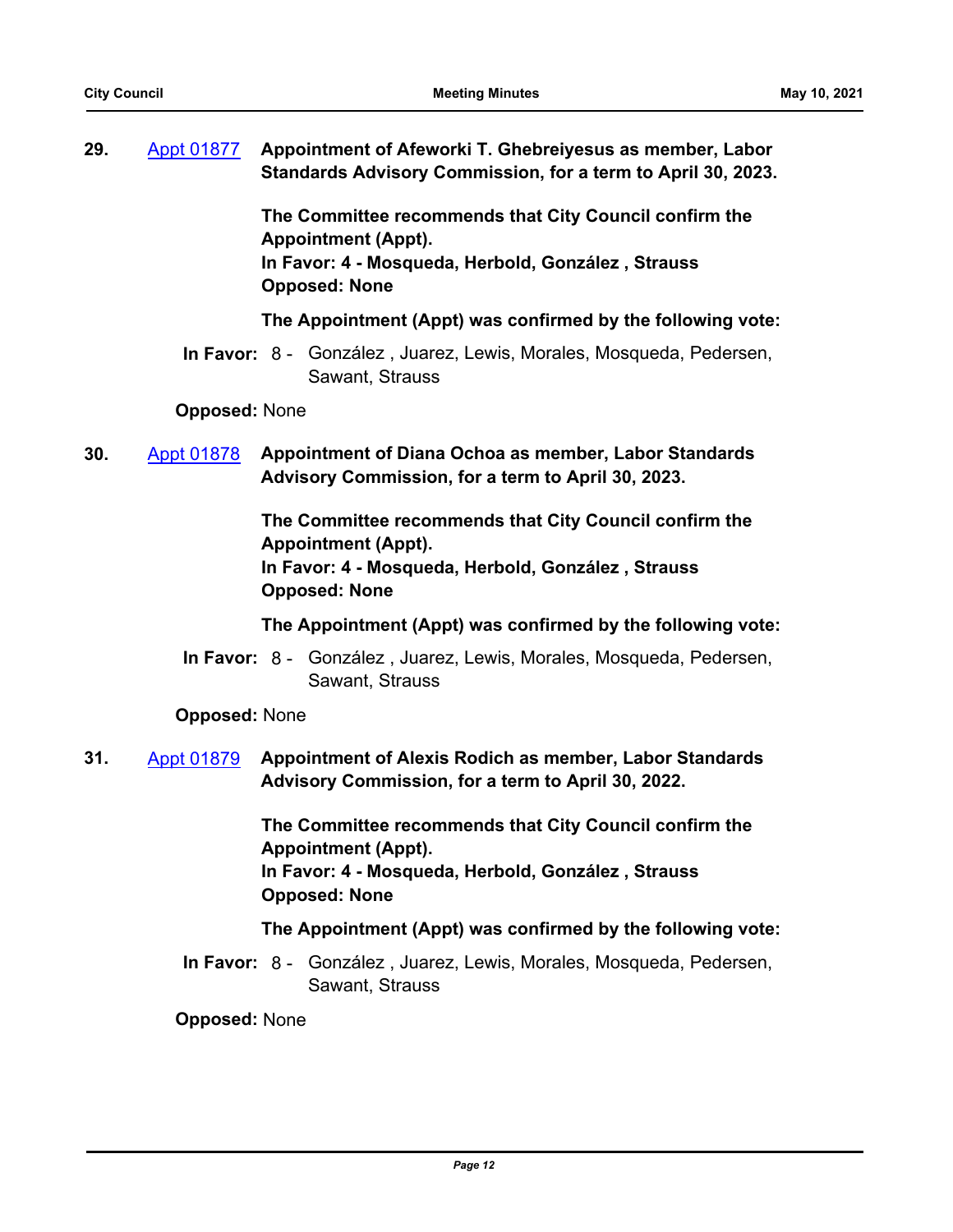**29.** Appt 01877 **Appointment of Afeworki T. Ghebreiyesus as member, Labor Standards Advisory Commission, for a term to April 30, 2023.**

**The Committee recommends that City Council confirm the Appointment (Appt).**
**In Favor: 4 - Mosqueda, Herbold, González , Strauss**
**Opposed: None**

**The Appointment (Appt) was confirmed by the following vote:**

**In Favor:** 8 - González , Juarez, Lewis, Morales, Mosqueda, Pedersen, Sawant, Strauss

**Opposed:** None

**30.** Appt 01878 **Appointment of Diana Ochoa as member, Labor Standards Advisory Commission, for a term to April 30, 2023.**

**The Committee recommends that City Council confirm the Appointment (Appt).**
**In Favor: 4 - Mosqueda, Herbold, González , Strauss**
**Opposed: None**

**The Appointment (Appt) was confirmed by the following vote:**

**In Favor:** 8 - González , Juarez, Lewis, Morales, Mosqueda, Pedersen, Sawant, Strauss

**Opposed:** None

**31.** Appt 01879 **Appointment of Alexis Rodich as member, Labor Standards Advisory Commission, for a term to April 30, 2022.**

**The Committee recommends that City Council confirm the Appointment (Appt).**
**In Favor: 4 - Mosqueda, Herbold, González , Strauss**
**Opposed: None**

**The Appointment (Appt) was confirmed by the following vote:**

**In Favor:** 8 - González , Juarez, Lewis, Morales, Mosqueda, Pedersen, Sawant, Strauss

**Opposed:** None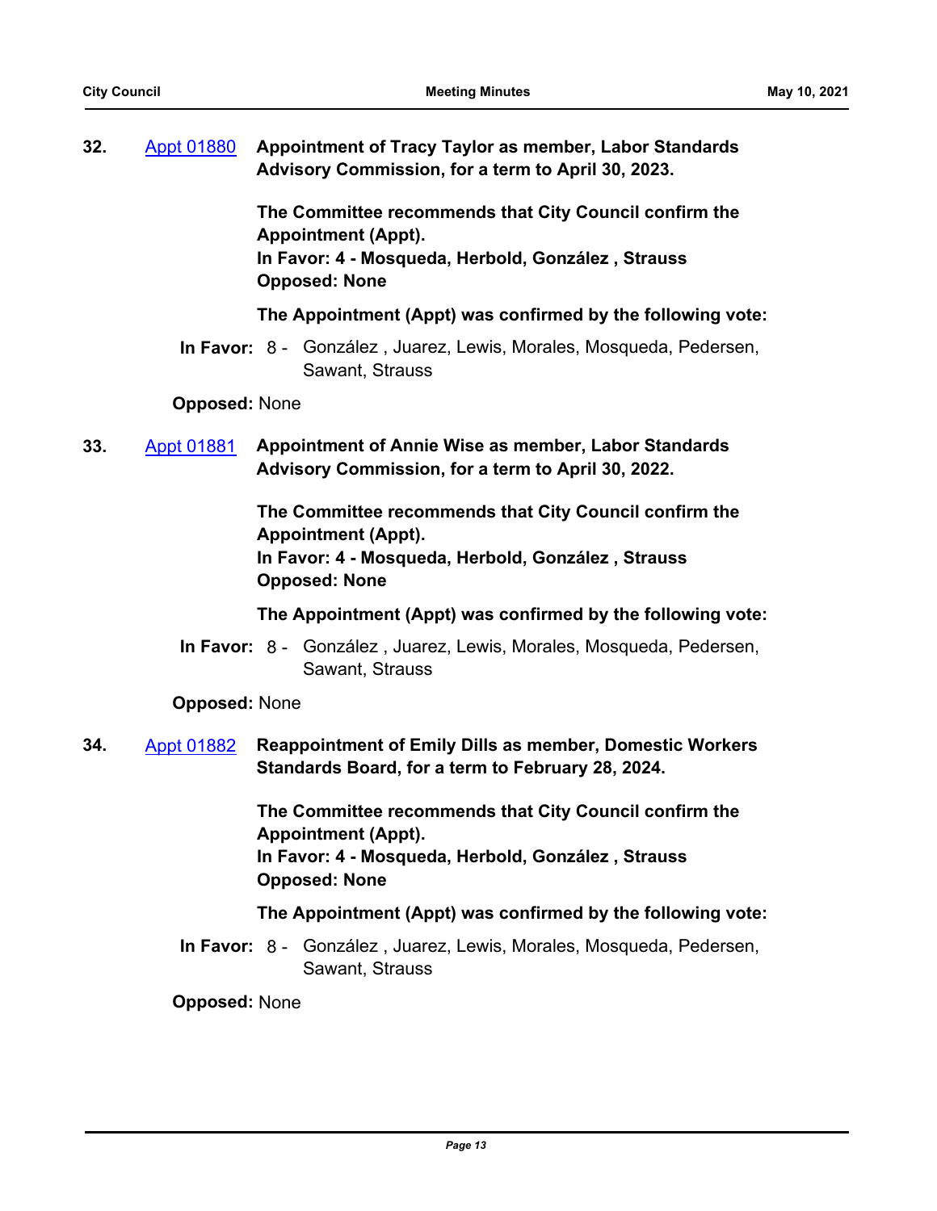**32.** Appt 01880 **Appointment of Tracy Taylor as member, Labor Standards Advisory Commission, for a term to April 30, 2023.**

**The Committee recommends that City Council confirm the Appointment (Appt).**
**In Favor: 4 - Mosqueda, Herbold, González , Strauss**
**Opposed: None**

**The Appointment (Appt) was confirmed by the following vote:**

**In Favor:** 8 - González , Juarez, Lewis, Morales, Mosqueda, Pedersen, Sawant, Strauss

**Opposed:** None

**33.** Appt 01881 **Appointment of Annie Wise as member, Labor Standards Advisory Commission, for a term to April 30, 2022.**

**The Committee recommends that City Council confirm the Appointment (Appt).**
**In Favor: 4 - Mosqueda, Herbold, González , Strauss**
**Opposed: None**

**The Appointment (Appt) was confirmed by the following vote:**

**In Favor:** 8 - González , Juarez, Lewis, Morales, Mosqueda, Pedersen, Sawant, Strauss

**Opposed:** None

**34.** Appt 01882 **Reappointment of Emily Dills as member, Domestic Workers Standards Board, for a term to February 28, 2024.**

**The Committee recommends that City Council confirm the Appointment (Appt).**
**In Favor: 4 - Mosqueda, Herbold, González , Strauss**
**Opposed: None**

**The Appointment (Appt) was confirmed by the following vote:**

**In Favor:** 8 - González , Juarez, Lewis, Morales, Mosqueda, Pedersen, Sawant, Strauss

**Opposed:** None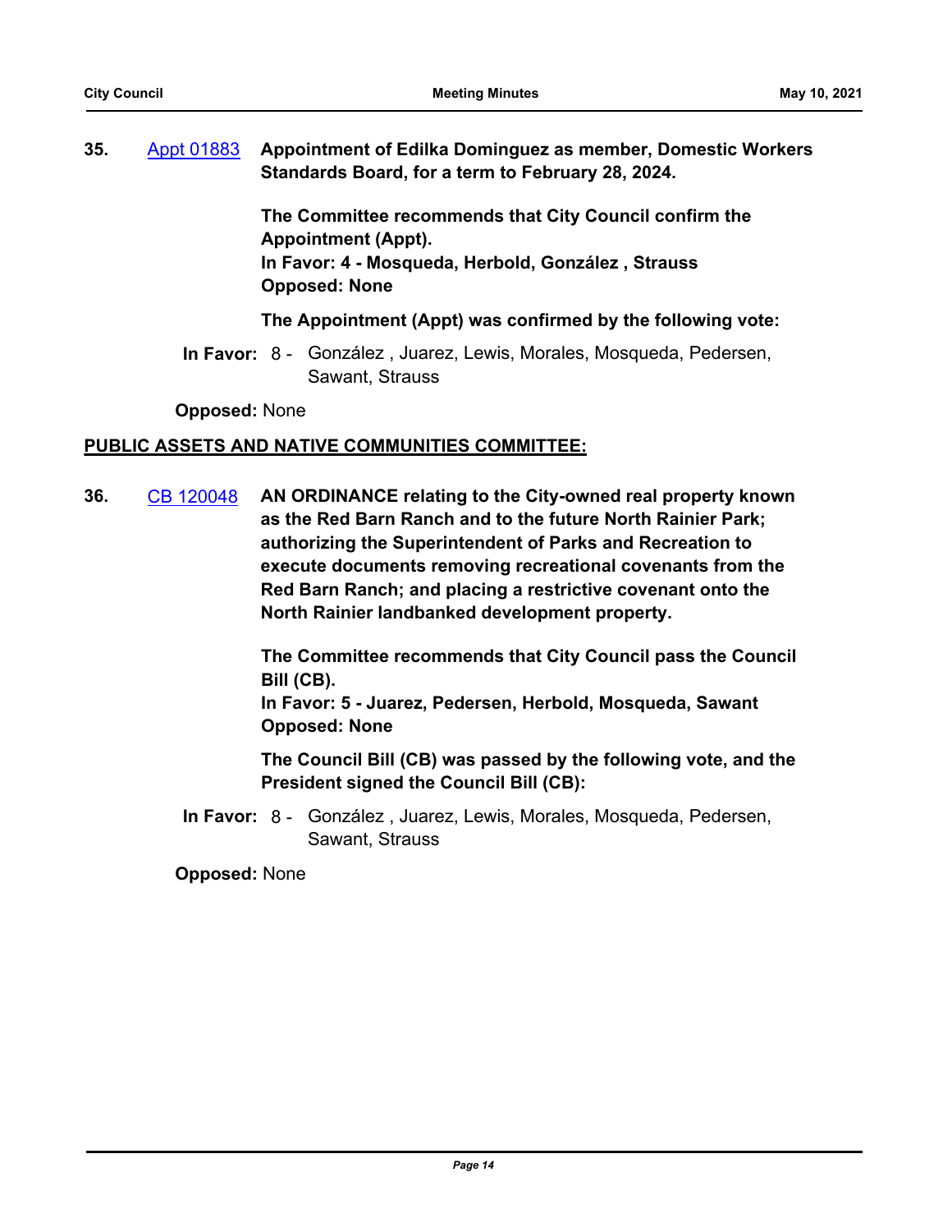**35.** [Appt 01883] **Appointment of Edilka Dominguez as member, Domestic Workers Standards Board, for a term to February 28, 2024.**

**The Committee recommends that City Council confirm the Appointment (Appt).**
**In Favor: 4 - Mosqueda, Herbold, González , Strauss**
**Opposed: None**

**The Appointment (Appt) was confirmed by the following vote:**

**In Favor:** 8 - González , Juarez, Lewis, Morales, Mosqueda, Pedersen, Sawant, Strauss

**Opposed:** None

## PUBLIC ASSETS AND NATIVE COMMUNITIES COMMITTEE:

**36.** [CB 120048] **AN ORDINANCE relating to the City-owned real property known as the Red Barn Ranch and to the future North Rainier Park; authorizing the Superintendent of Parks and Recreation to execute documents removing recreational covenants from the Red Barn Ranch; and placing a restrictive covenant onto the North Rainier landbanked development property.**

**The Committee recommends that City Council pass the Council Bill (CB).**
**In Favor: 5 - Juarez, Pedersen, Herbold, Mosqueda, Sawant**
**Opposed: None**

**The Council Bill (CB) was passed by the following vote, and the President signed the Council Bill (CB):**

**In Favor:** 8 - González , Juarez, Lewis, Morales, Mosqueda, Pedersen, Sawant, Strauss

**Opposed:** None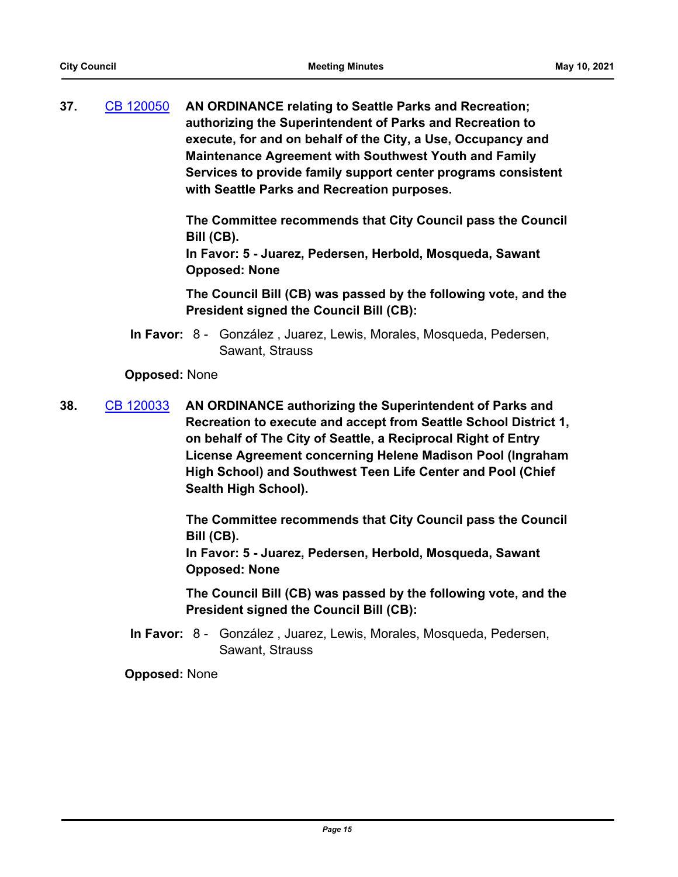**37.** CB 120050 **AN ORDINANCE relating to Seattle Parks and Recreation; authorizing the Superintendent of Parks and Recreation to execute, for and on behalf of the City, a Use, Occupancy and Maintenance Agreement with Southwest Youth and Family Services to provide family support center programs consistent with Seattle Parks and Recreation purposes.**

**The Committee recommends that City Council pass the Council Bill (CB).**
**In Favor: 5 - Juarez, Pedersen, Herbold, Mosqueda, Sawant**
**Opposed: None**

**The Council Bill (CB) was passed by the following vote, and the President signed the Council Bill (CB):**

**In Favor:** 8 - González , Juarez, Lewis, Morales, Mosqueda, Pedersen, Sawant, Strauss

**Opposed:** None

**38.** CB 120033 **AN ORDINANCE authorizing the Superintendent of Parks and Recreation to execute and accept from Seattle School District 1, on behalf of The City of Seattle, a Reciprocal Right of Entry License Agreement concerning Helene Madison Pool (Ingraham High School) and Southwest Teen Life Center and Pool (Chief Sealth High School).**

**The Committee recommends that City Council pass the Council Bill (CB).**
**In Favor: 5 - Juarez, Pedersen, Herbold, Mosqueda, Sawant**
**Opposed: None**

**The Council Bill (CB) was passed by the following vote, and the President signed the Council Bill (CB):**

**In Favor:** 8 - González , Juarez, Lewis, Morales, Mosqueda, Pedersen, Sawant, Strauss

**Opposed:** None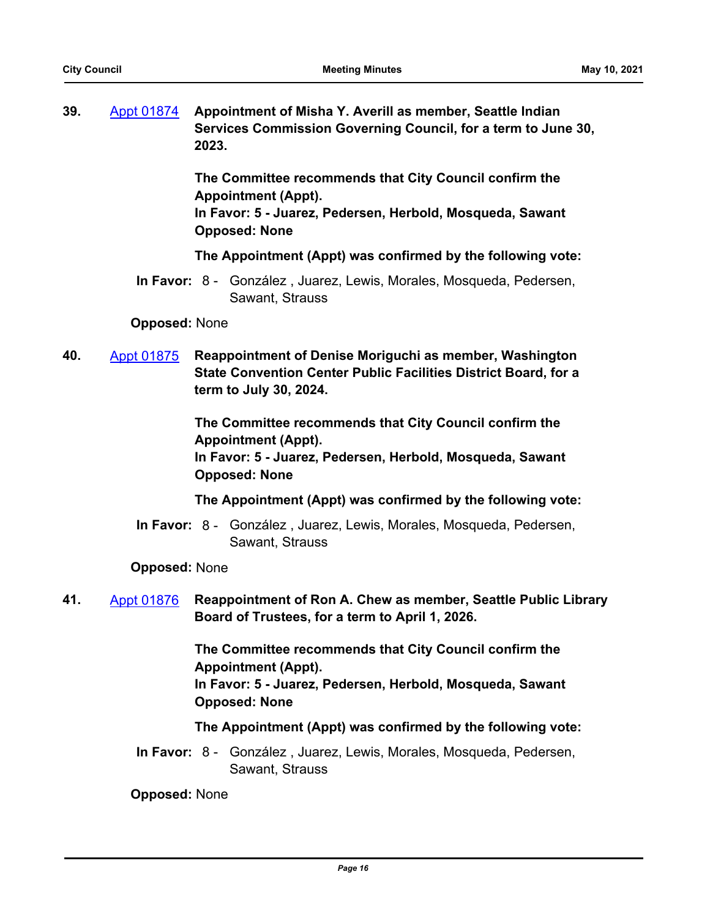**39.** Appt 01874 **Appointment of Misha Y. Averill as member, Seattle Indian Services Commission Governing Council, for a term to June 30, 2023.**

**The Committee recommends that City Council confirm the Appointment (Appt).**
**In Favor: 5 - Juarez, Pedersen, Herbold, Mosqueda, Sawant**
**Opposed: None**

**The Appointment (Appt) was confirmed by the following vote:**

**In Favor:** 8 - González , Juarez, Lewis, Morales, Mosqueda, Pedersen, Sawant, Strauss

**Opposed:** None

**40.** Appt 01875 **Reappointment of Denise Moriguchi as member, Washington State Convention Center Public Facilities District Board, for a term to July 30, 2024.**

**The Committee recommends that City Council confirm the Appointment (Appt).**
**In Favor: 5 - Juarez, Pedersen, Herbold, Mosqueda, Sawant**
**Opposed: None**

**The Appointment (Appt) was confirmed by the following vote:**

**In Favor:** 8 - González , Juarez, Lewis, Morales, Mosqueda, Pedersen, Sawant, Strauss

**Opposed:** None

**41.** Appt 01876 **Reappointment of Ron A. Chew as member, Seattle Public Library Board of Trustees, for a term to April 1, 2026.**

**The Committee recommends that City Council confirm the Appointment (Appt).**
**In Favor: 5 - Juarez, Pedersen, Herbold, Mosqueda, Sawant**
**Opposed: None**

**The Appointment (Appt) was confirmed by the following vote:**

**In Favor:** 8 - González , Juarez, Lewis, Morales, Mosqueda, Pedersen, Sawant, Strauss

**Opposed:** None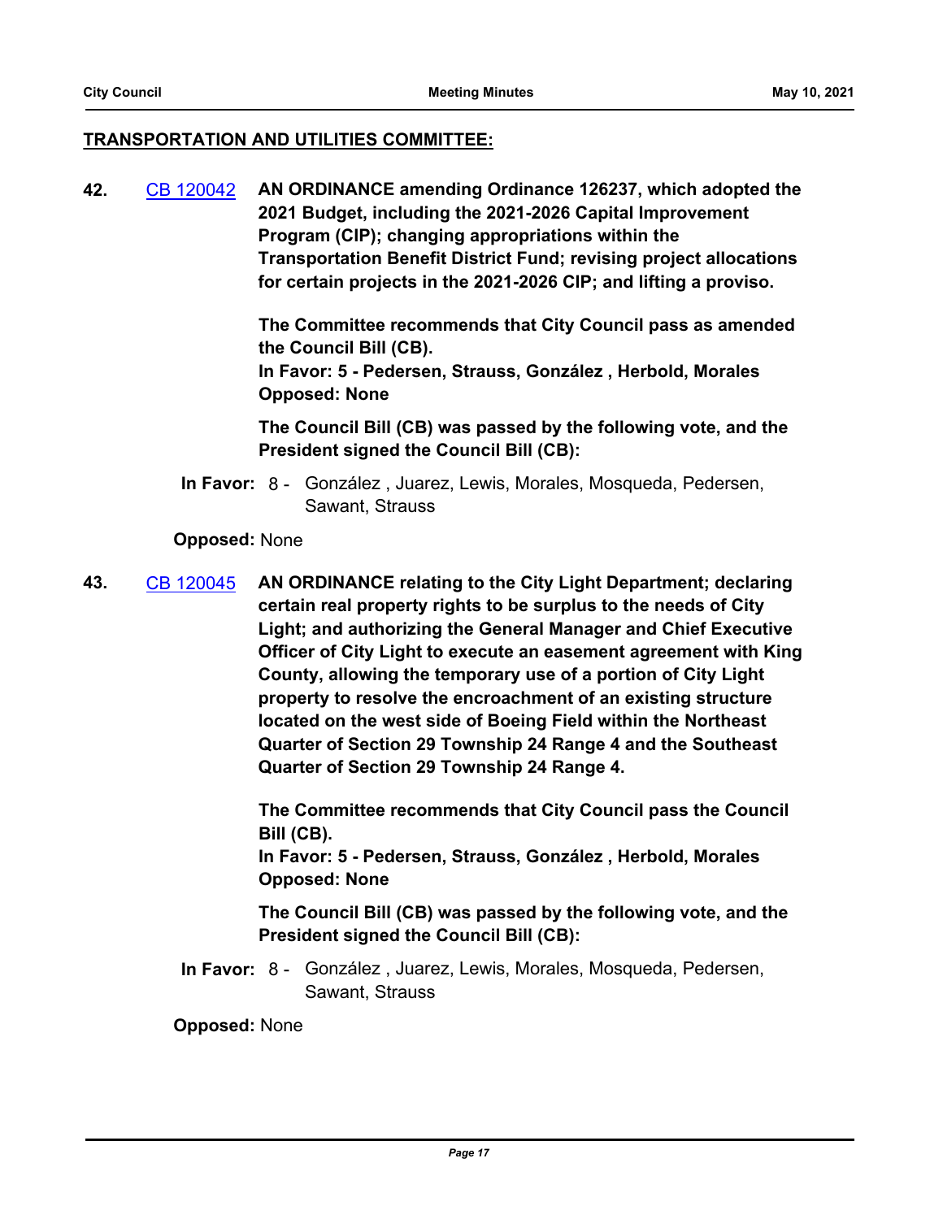## TRANSPORTATION AND UTILITIES COMMITTEE:

**42.** [CB 120042](CB 120042) **AN ORDINANCE amending Ordinance 126237, which adopted the 2021 Budget, including the 2021-2026 Capital Improvement Program (CIP); changing appropriations within the Transportation Benefit District Fund; revising project allocations for certain projects in the 2021-2026 CIP; and lifting a proviso.**

**The Committee recommends that City Council pass as amended the Council Bill (CB).**
**In Favor: 5 - Pedersen, Strauss, González , Herbold, Morales**
**Opposed: None**

**The Council Bill (CB) was passed by the following vote, and the President signed the Council Bill (CB):**

**In Favor:** 8 - González , Juarez, Lewis, Morales, Mosqueda, Pedersen, Sawant, Strauss

**Opposed:** None

**43.** [CB 120045](CB 120045) **AN ORDINANCE relating to the City Light Department; declaring certain real property rights to be surplus to the needs of City Light; and authorizing the General Manager and Chief Executive Officer of City Light to execute an easement agreement with King County, allowing the temporary use of a portion of City Light property to resolve the encroachment of an existing structure located on the west side of Boeing Field within the Northeast Quarter of Section 29 Township 24 Range 4 and the Southeast Quarter of Section 29 Township 24 Range 4.**

**The Committee recommends that City Council pass the Council Bill (CB).**
**In Favor: 5 - Pedersen, Strauss, González , Herbold, Morales**
**Opposed: None**

**The Council Bill (CB) was passed by the following vote, and the President signed the Council Bill (CB):**

**In Favor:** 8 - González , Juarez, Lewis, Morales, Mosqueda, Pedersen, Sawant, Strauss

**Opposed:** None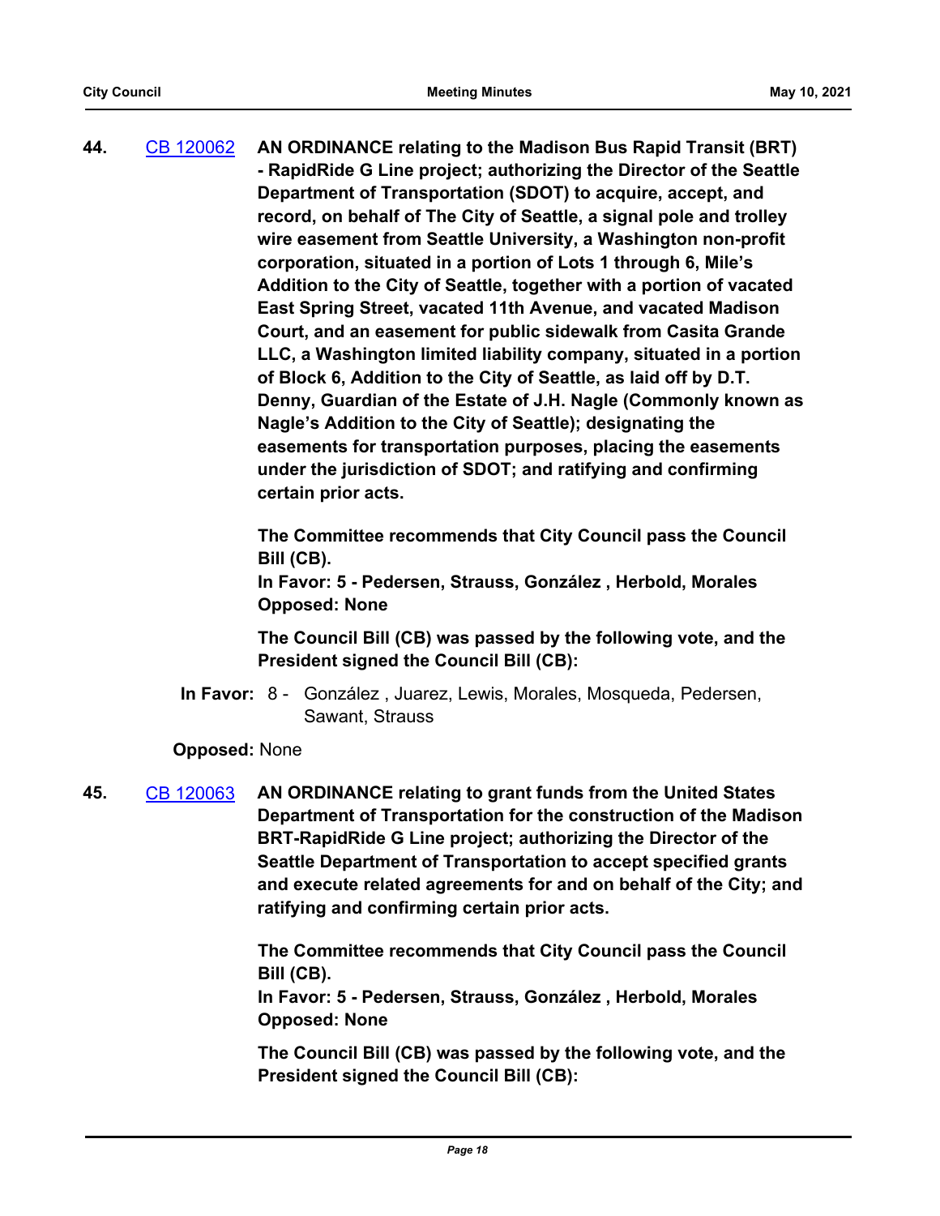**44.** CB 120062 **AN ORDINANCE relating to the Madison Bus Rapid Transit (BRT) - RapidRide G Line project; authorizing the Director of the Seattle Department of Transportation (SDOT) to acquire, accept, and record, on behalf of The City of Seattle, a signal pole and trolley wire easement from Seattle University, a Washington non-profit corporation, situated in a portion of Lots 1 through 6, Mile's Addition to the City of Seattle, together with a portion of vacated East Spring Street, vacated 11th Avenue, and vacated Madison Court, and an easement for public sidewalk from Casita Grande LLC, a Washington limited liability company, situated in a portion of Block 6, Addition to the City of Seattle, as laid off by D.T. Denny, Guardian of the Estate of J.H. Nagle (Commonly known as Nagle's Addition to the City of Seattle); designating the easements for transportation purposes, placing the easements under the jurisdiction of SDOT; and ratifying and confirming certain prior acts.**

**The Committee recommends that City Council pass the Council Bill (CB).**
**In Favor: 5 - Pedersen, Strauss, González , Herbold, Morales**
**Opposed: None**

**The Council Bill (CB) was passed by the following vote, and the President signed the Council Bill (CB):**

**In Favor:** 8 - González , Juarez, Lewis, Morales, Mosqueda, Pedersen, Sawant, Strauss

**Opposed:** None

**45.** CB 120063 **AN ORDINANCE relating to grant funds from the United States Department of Transportation for the construction of the Madison BRT-RapidRide G Line project; authorizing the Director of the Seattle Department of Transportation to accept specified grants and execute related agreements for and on behalf of the City; and ratifying and confirming certain prior acts.**

**The Committee recommends that City Council pass the Council Bill (CB).**
**In Favor: 5 - Pedersen, Strauss, González , Herbold, Morales**
**Opposed: None**

**The Council Bill (CB) was passed by the following vote, and the President signed the Council Bill (CB):**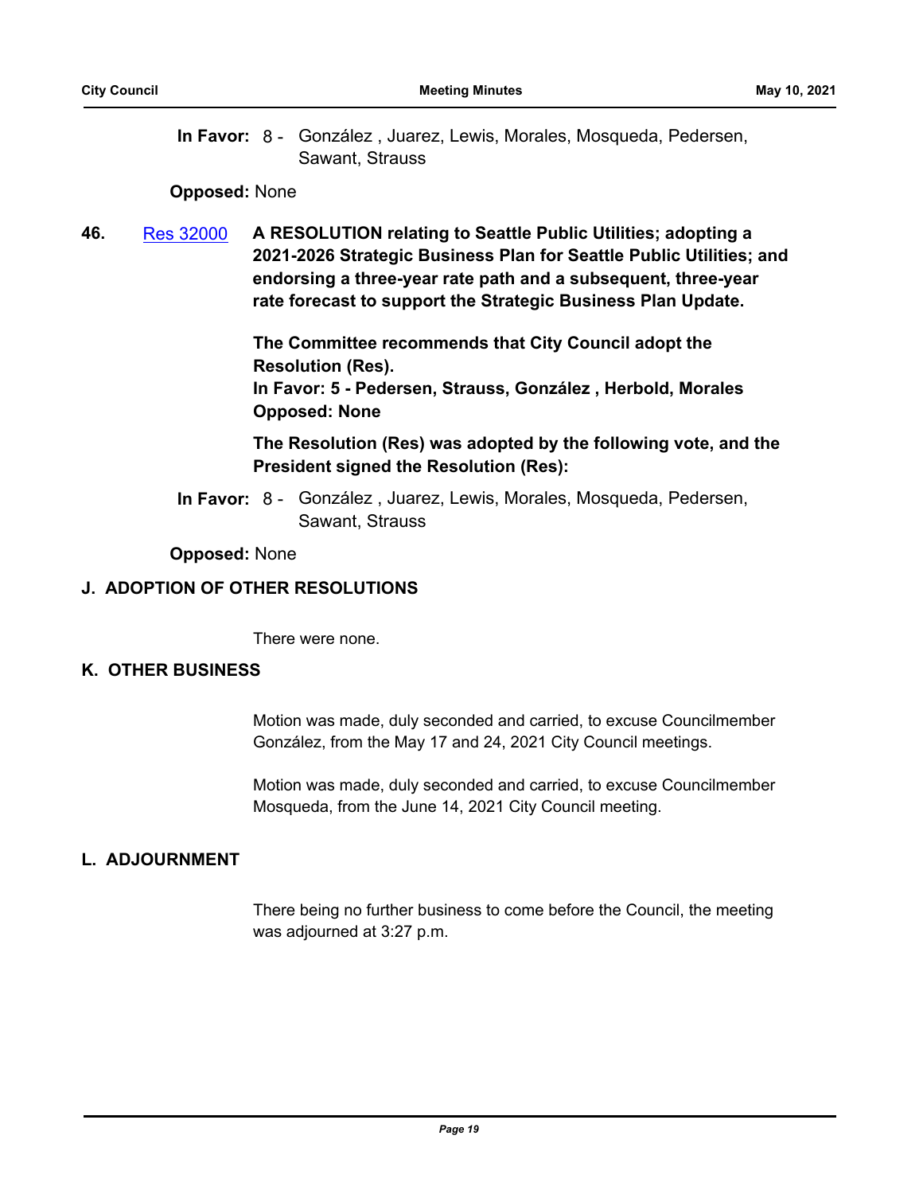**In Favor:** 8 - González , Juarez, Lewis, Morales, Mosqueda, Pedersen, Sawant, Strauss

**Opposed:** None

**46.** Res 32000 **A RESOLUTION relating to Seattle Public Utilities; adopting a 2021-2026 Strategic Business Plan for Seattle Public Utilities; and endorsing a three-year rate path and a subsequent, three-year rate forecast to support the Strategic Business Plan Update.**

**The Committee recommends that City Council adopt the Resolution (Res).**
**In Favor: 5 - Pedersen, Strauss, González , Herbold, Morales**
**Opposed: None**

**The Resolution (Res) was adopted by the following vote, and the President signed the Resolution (Res):**

**In Favor:** 8 - González , Juarez, Lewis, Morales, Mosqueda, Pedersen, Sawant, Strauss

**Opposed:** None

## J. ADOPTION OF OTHER RESOLUTIONS

There were none.

## K. OTHER BUSINESS

Motion was made, duly seconded and carried, to excuse Councilmember González, from the May 17 and 24, 2021 City Council meetings.

Motion was made, duly seconded and carried, to excuse Councilmember Mosqueda, from the June 14, 2021 City Council meeting.

## L. ADJOURNMENT

There being no further business to come before the Council, the meeting was adjourned at 3:27 p.m.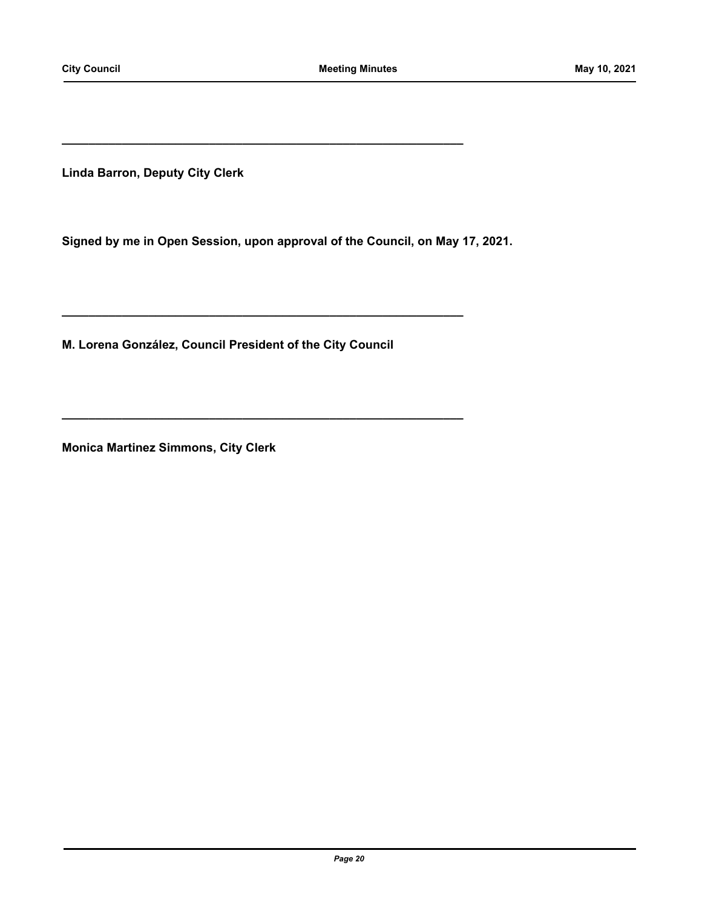\_\_\_\_\_\_\_\_\_\_\_\_\_\_\_\_\_\_\_\_\_\_\_\_\_\_\_\_\_\_\_\_\_\_\_\_\_\_\_\_\_\_\_\_\_\_\_\_\_\_\_\_\_\_\_\_

**Linda Barron, Deputy City Clerk**

**Signed by me in Open Session, upon approval of the Council, on May 17, 2021.**

\_\_\_\_\_\_\_\_\_\_\_\_\_\_\_\_\_\_\_\_\_\_\_\_\_\_\_\_\_\_\_\_\_\_\_\_\_\_\_\_\_\_\_\_\_\_\_\_\_\_\_\_\_\_\_\_

**M. Lorena González, Council President of the City Council**

\_\_\_\_\_\_\_\_\_\_\_\_\_\_\_\_\_\_\_\_\_\_\_\_\_\_\_\_\_\_\_\_\_\_\_\_\_\_\_\_\_\_\_\_\_\_\_\_\_\_\_\_\_\_\_\_

**Monica Martinez Simmons, City Clerk**